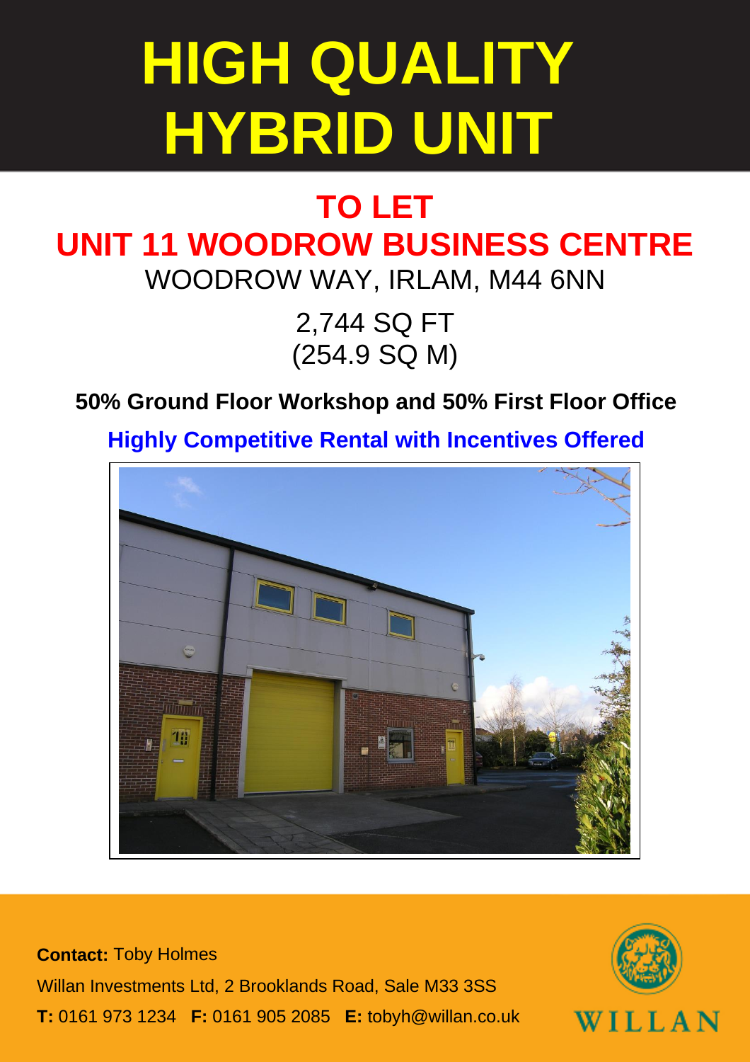# HIGH QUALITY HYBRID UNIT

## TO LET

## UNIT 11 WOODROW BUSINESS CENTRE

WOODROW WAY, IRLAM, M44 6NN

2,744 SQ FT
(254.9 SQ M)

**50% Ground Floor Workshop and 50% First Floor Office**

**Highly Competitive Rental with Incentives Offered**

**Contact:** Toby Holmes

Willan Investments Ltd, 2 Brooklands Road, Sale M33 3SS

**T:** 0161 973 1234 **F:** 0161 905 2085 **E:** tobyh@willan.co.uk

WILLAN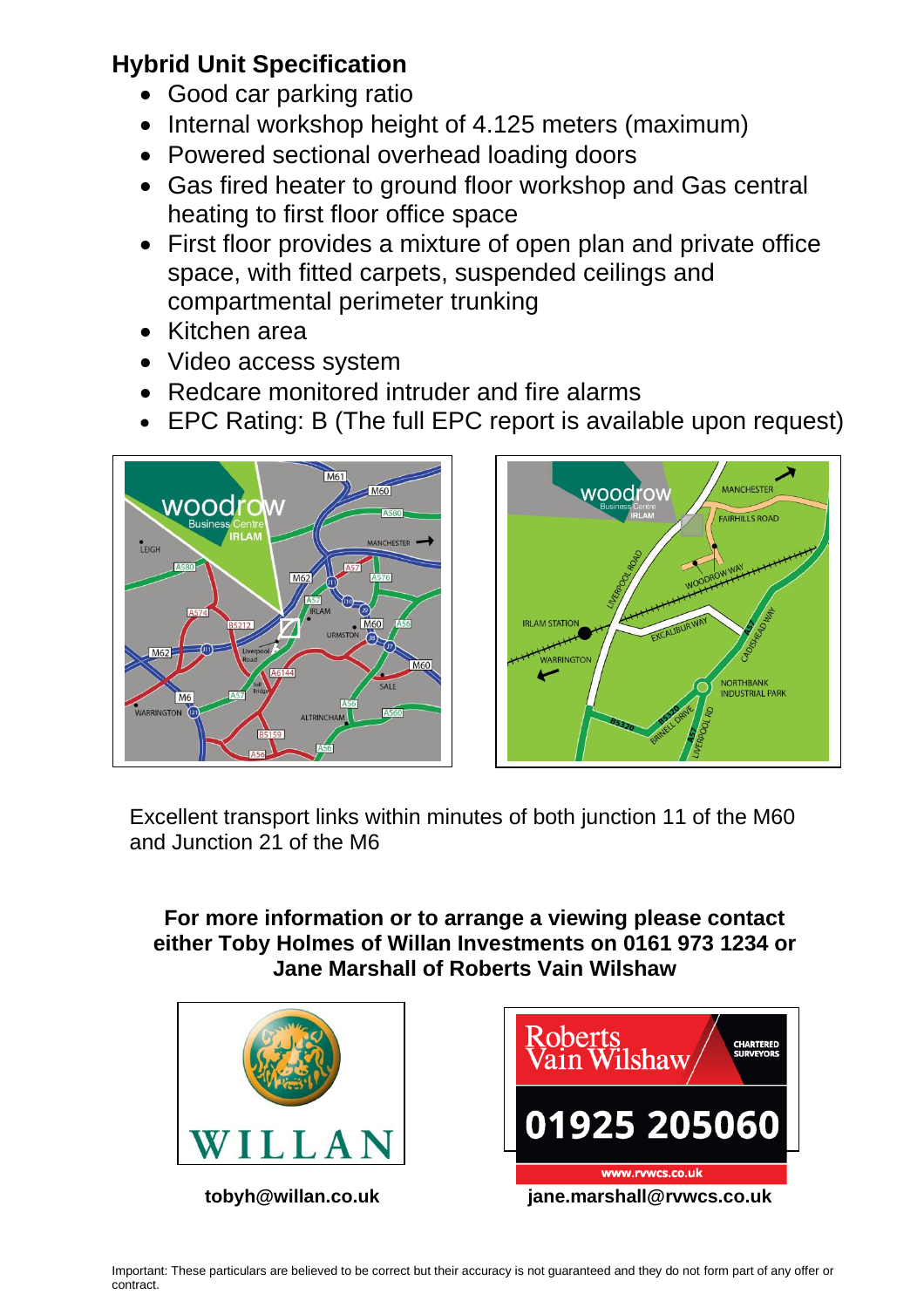## Hybrid Unit Specification

- Good car parking ratio
- Internal workshop height of 4.125 meters (maximum)
- Powered sectional overhead loading doors
- Gas fired heater to ground floor workshop and Gas central heating to first floor office space
- First floor provides a mixture of open plan and private office space, with fitted carpets, suspended ceilings and compartmental perimeter trunking
- Kitchen area
- Video access system
- Redcare monitored intruder and fire alarms
- EPC Rating: B (The full EPC report is available upon request)

Excellent transport links within minutes of both junction 11 of the M60 and Junction 21 of the M6

**For more information or to arrange a viewing please contact either Toby Holmes of Willan Investments on 0161 973 1234 or Jane Marshall of Roberts Vain Wilshaw**

WILLAN

**tobyh@willan.co.uk**

Roberts Vain Wilshaw CHARTERED SURVEYORS

01925 205060

www.rvwcs.co.uk

**jane.marshall@rvwcs.co.uk**

Important: These particulars are believed to be correct but their accuracy is not guaranteed and they do not form part of any offer or contract.